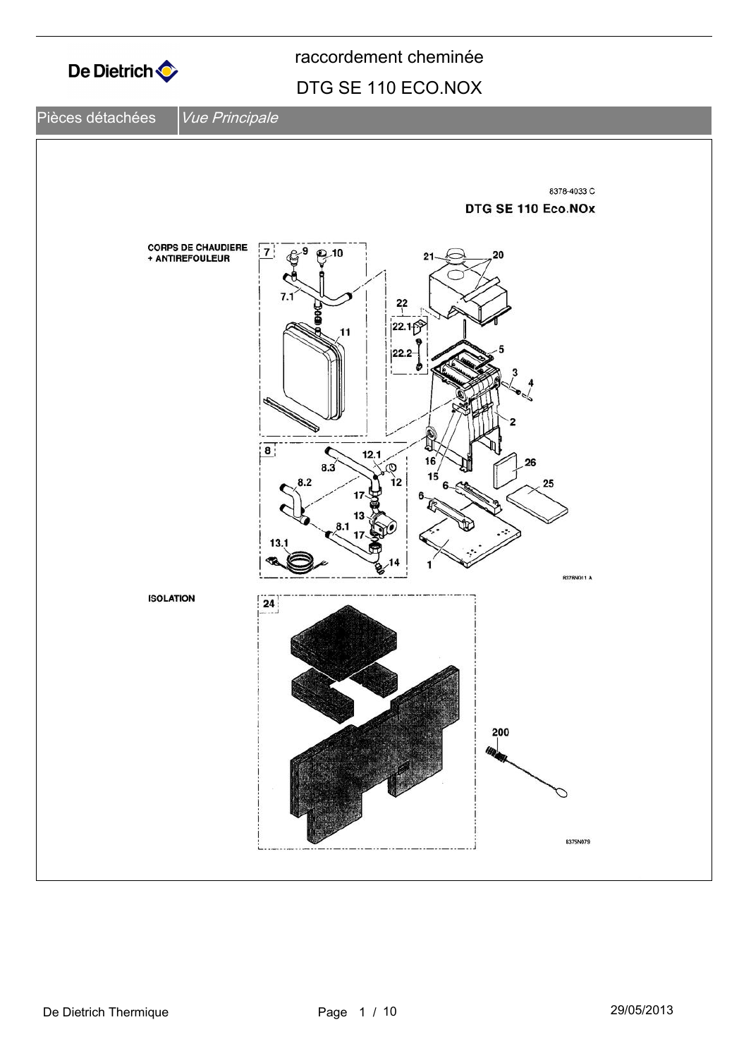# raccordement cheminée

## DTG SE 110 ECO.NOX

| Pièces détachées | *Vue Principale* |
|---|---|

8378-4033 C

**DTG SE 110 Eco.NOx**

**CORPS DE CHAUDIERE + ANTIREFOULEUR**

7, 7.1, 9, 10, 11, 8, 8.1, 8.2, 8.3, 12, 12.1, 13, 13.1, 14, 17, 21, 20, 22, 22.1, 22.2, 5, 3, 4, 2, 16, 15, 26, 6, 25, 1

837RN011 A

**ISOLATION**

24, 200

8375N079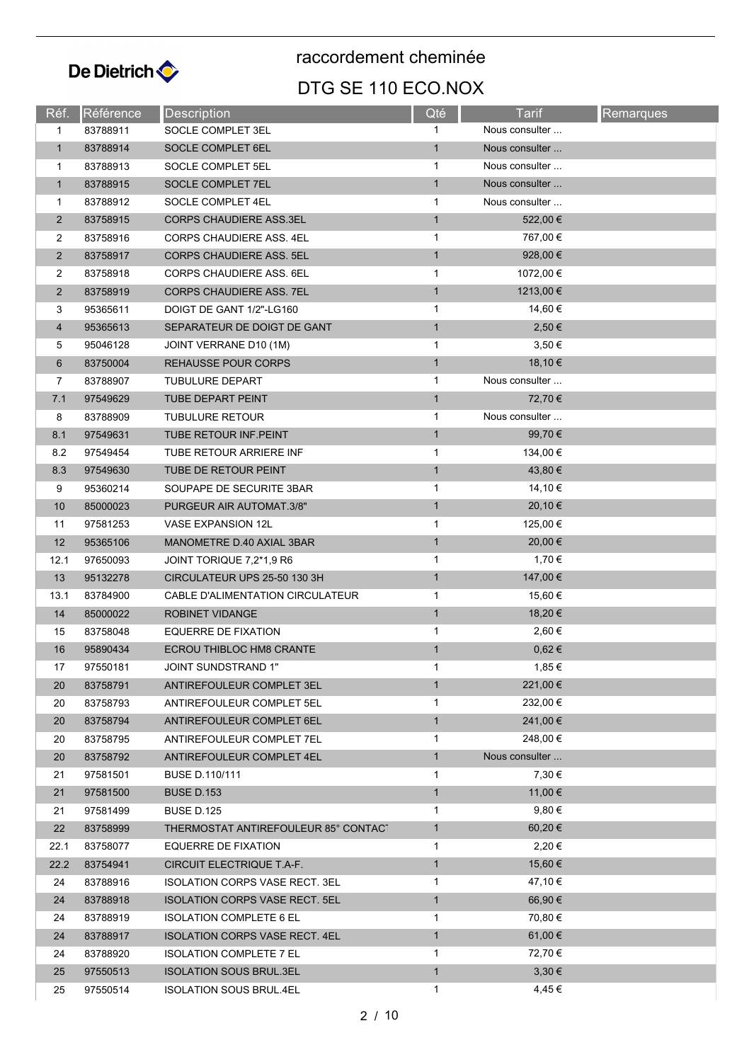De Dietrich

# raccordement cheminée

## DTG SE 110 ECO.NOX

| Réf. | Référence | Description | Qté | Tarif | Remarques |
|---|---|---|---|---|---|
| 1 | 83788911 | SOCLE COMPLET 3EL | 1 | Nous consulter ... | |
| 1 | 83788914 | SOCLE COMPLET 6EL | 1 | Nous consulter ... | |
| 1 | 83788913 | SOCLE COMPLET 5EL | 1 | Nous consulter ... | |
| 1 | 83788915 | SOCLE COMPLET 7EL | 1 | Nous consulter ... | |
| 1 | 83788912 | SOCLE COMPLET 4EL | 1 | Nous consulter ... | |
| 2 | 83758915 | CORPS CHAUDIERE ASS.3EL | 1 | 522,00 € | |
| 2 | 83758916 | CORPS CHAUDIERE ASS. 4EL | 1 | 767,00 € | |
| 2 | 83758917 | CORPS CHAUDIERE ASS. 5EL | 1 | 928,00 € | |
| 2 | 83758918 | CORPS CHAUDIERE ASS. 6EL | 1 | 1072,00 € | |
| 2 | 83758919 | CORPS CHAUDIERE ASS. 7EL | 1 | 1213,00 € | |
| 3 | 95365611 | DOIGT DE GANT 1/2"-LG160 | 1 | 14,60 € | |
| 4 | 95365613 | SEPARATEUR DE DOIGT DE GANT | 1 | 2,50 € | |
| 5 | 95046128 | JOINT VERRANE D10 (1M) | 1 | 3,50 € | |
| 6 | 83750004 | REHAUSSE POUR CORPS | 1 | 18,10 € | |
| 7 | 83788907 | TUBULURE DEPART | 1 | Nous consulter ... | |
| 7.1 | 97549629 | TUBE DEPART PEINT | 1 | 72,70 € | |
| 8 | 83788909 | TUBULURE RETOUR | 1 | Nous consulter ... | |
| 8.1 | 97549631 | TUBE RETOUR INF.PEINT | 1 | 99,70 € | |
| 8.2 | 97549454 | TUBE RETOUR ARRIERE INF | 1 | 134,00 € | |
| 8.3 | 97549630 | TUBE DE RETOUR PEINT | 1 | 43,80 € | |
| 9 | 95360214 | SOUPAPE DE SECURITE 3BAR | 1 | 14,10 € | |
| 10 | 85000023 | PURGEUR AIR AUTOMAT.3/8" | 1 | 20,10 € | |
| 11 | 97581253 | VASE EXPANSION 12L | 1 | 125,00 € | |
| 12 | 95365106 | MANOMETRE D.40 AXIAL 3BAR | 1 | 20,00 € | |
| 12.1 | 97650093 | JOINT TORIQUE 7,2*1,9 R6 | 1 | 1,70 € | |
| 13 | 95132278 | CIRCULATEUR UPS 25-50 130 3H | 1 | 147,00 € | |
| 13.1 | 83784900 | CABLE D'ALIMENTATION CIRCULATEUR | 1 | 15,60 € | |
| 14 | 85000022 | ROBINET VIDANGE | 1 | 18,20 € | |
| 15 | 83758048 | EQUERRE DE FIXATION | 1 | 2,60 € | |
| 16 | 95890434 | ECROU THIBLOC HM8 CRANTE | 1 | 0,62 € | |
| 17 | 97550181 | JOINT SUNDSTRAND 1" | 1 | 1,85 € | |
| 20 | 83758791 | ANTIREFOULEUR COMPLET 3EL | 1 | 221,00 € | |
| 20 | 83758793 | ANTIREFOULEUR COMPLET 5EL | 1 | 232,00 € | |
| 20 | 83758794 | ANTIREFOULEUR COMPLET 6EL | 1 | 241,00 € | |
| 20 | 83758795 | ANTIREFOULEUR COMPLET 7EL | 1 | 248,00 € | |
| 20 | 83758792 | ANTIREFOULEUR COMPLET 4EL | 1 | Nous consulter ... | |
| 21 | 97581501 | BUSE D.110/111 | 1 | 7,30 € | |
| 21 | 97581500 | BUSE D.153 | 1 | 11,00 € | |
| 21 | 97581499 | BUSE D.125 | 1 | 9,80 € | |
| 22 | 83758999 | THERMOSTAT ANTIREFOULEUR 85° CONTACT | 1 | 60,20 € | |
| 22.1 | 83758077 | EQUERRE DE FIXATION | 1 | 2,20 € | |
| 22.2 | 83754941 | CIRCUIT ELECTRIQUE T.A-F. | 1 | 15,60 € | |
| 24 | 83788916 | ISOLATION CORPS VASE RECT. 3EL | 1 | 47,10 € | |
| 24 | 83788918 | ISOLATION CORPS VASE RECT. 5EL | 1 | 66,90 € | |
| 24 | 83788919 | ISOLATION COMPLETE 6 EL | 1 | 70,80 € | |
| 24 | 83788917 | ISOLATION CORPS VASE RECT. 4EL | 1 | 61,00 € | |
| 24 | 83788920 | ISOLATION COMPLETE 7 EL | 1 | 72,70 € | |
| 25 | 97550513 | ISOLATION SOUS BRUL.3EL | 1 | 3,30 € | |
| 25 | 97550514 | ISOLATION SOUS BRUL.4EL | 1 | 4,45 € | |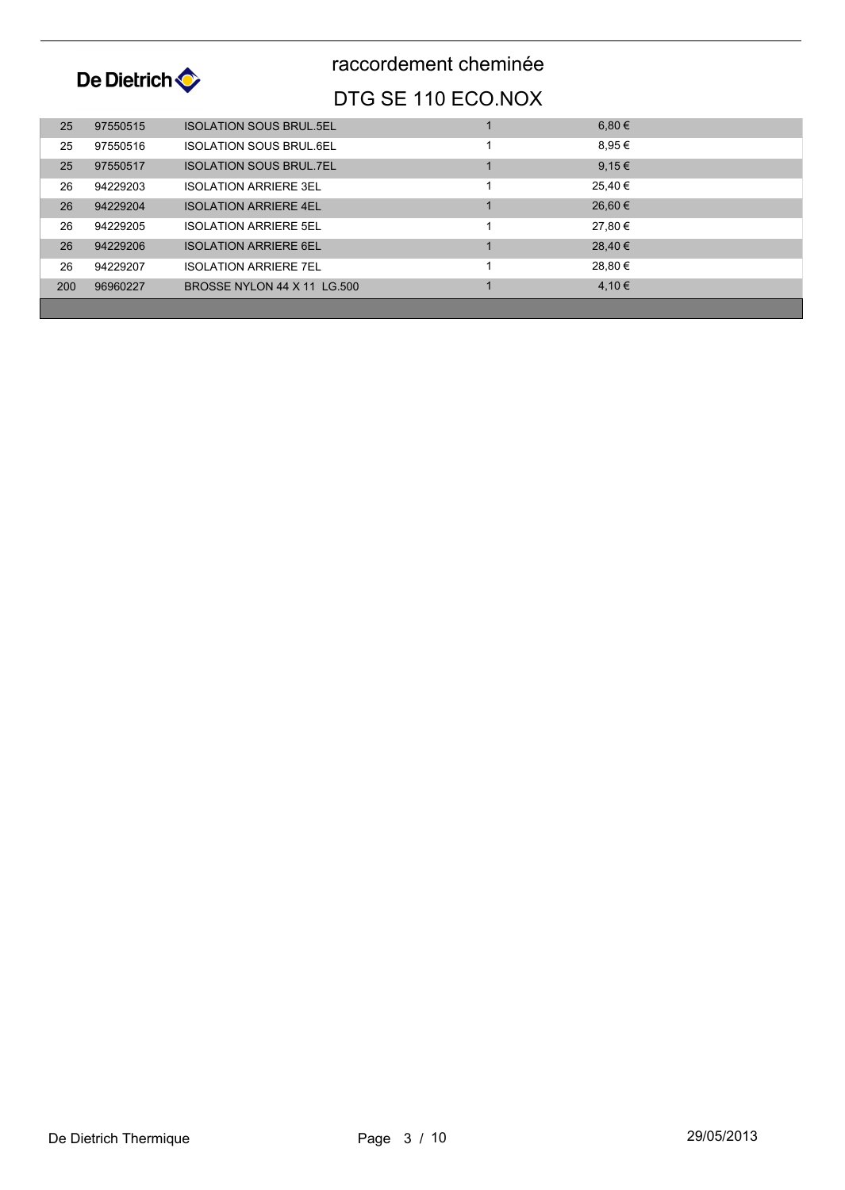# raccordement cheminée

## DTG SE 110 ECO.NOX

| | | | | |
|---|---|---|---|---|
| 25 | 97550515 | ISOLATION SOUS BRUL.5EL | 1 | 6,80 € |
| 25 | 97550516 | ISOLATION SOUS BRUL.6EL | 1 | 8,95 € |
| 25 | 97550517 | ISOLATION SOUS BRUL.7EL | 1 | 9,15 € |
| 26 | 94229203 | ISOLATION ARRIERE 3EL | 1 | 25,40 € |
| 26 | 94229204 | ISOLATION ARRIERE 4EL | 1 | 26,60 € |
| 26 | 94229205 | ISOLATION ARRIERE 5EL | 1 | 27,80 € |
| 26 | 94229206 | ISOLATION ARRIERE 6EL | 1 | 28,40 € |
| 26 | 94229207 | ISOLATION ARRIERE 7EL | 1 | 28,80 € |
| 200 | 96960227 | BROSSE NYLON 44 X 11 LG.500 | 1 | 4,10 € |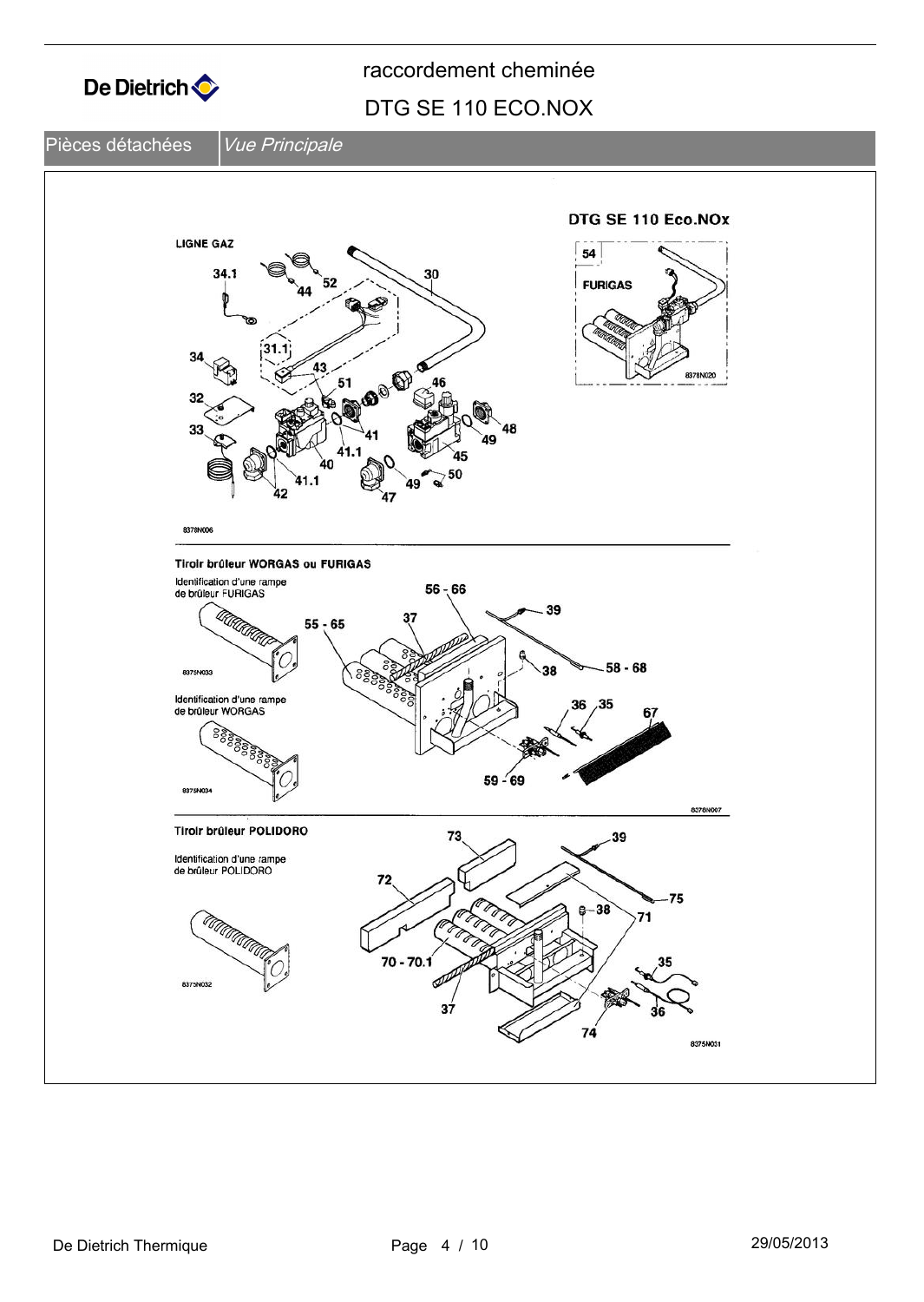# raccordement cheminée

## DTG SE 110 ECO.NOX

Pièces détachées | *Vue Principale*

DTG SE 110 Eco.NOx

LIGNE GAZ

34.1 44 52 30 54 FURIGAS 31.1 34 43 51 46 32 33 41 48 49 40 41.1 45 41.1 50 42 49 47

8378N006 8378N020

Tiroir brûleur WORGAS ou FURIGAS

Identification d'une rampe de brûleur FURIGAS

56 - 66 39 55 - 65 37 8375N033 38 58 - 68

Identification d'une rampe de brûleur WORGAS

36 35 67 59 - 69 8375N034 8376N007

Tiroir brûleur POLIDORO

Identification d'une rampe de brûleur POLIDORO

73 39 72 75 38 71 70 - 70.1 35 8375N032 37 36 74 8375N031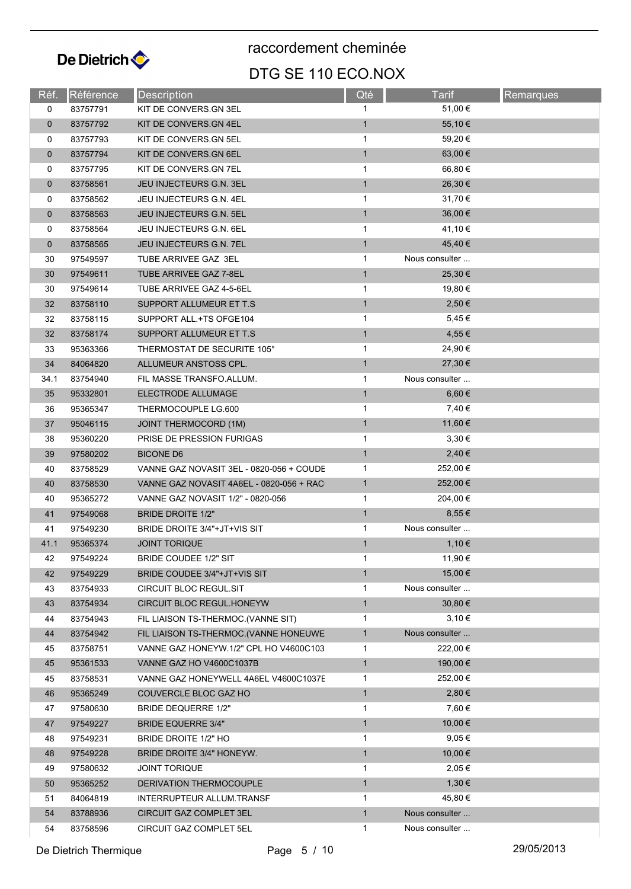# raccordement cheminée

## DTG SE 110 ECO.NOX

| Réf. | Référence | Description | Qté | Tarif | Remarques |
|---|---|---|---|---|---|
| 0 | 83757791 | KIT DE CONVERS.GN 3EL | 1 | 51,00 € | |
| 0 | 83757792 | KIT DE CONVERS.GN 4EL | 1 | 55,10 € | |
| 0 | 83757793 | KIT DE CONVERS.GN 5EL | 1 | 59,20 € | |
| 0 | 83757794 | KIT DE CONVERS.GN 6EL | 1 | 63,00 € | |
| 0 | 83757795 | KIT DE CONVERS.GN 7EL | 1 | 66,80 € | |
| 0 | 83758561 | JEU INJECTEURS G.N. 3EL | 1 | 26,30 € | |
| 0 | 83758562 | JEU INJECTEURS G.N. 4EL | 1 | 31,70 € | |
| 0 | 83758563 | JEU INJECTEURS G.N. 5EL | 1 | 36,00 € | |
| 0 | 83758564 | JEU INJECTEURS G.N. 6EL | 1 | 41,10 € | |
| 0 | 83758565 | JEU INJECTEURS G.N. 7EL | 1 | 45,40 € | |
| 30 | 97549597 | TUBE ARRIVEE GAZ 3EL | 1 | Nous consulter ... | |
| 30 | 97549611 | TUBE ARRIVEE GAZ 7-8EL | 1 | 25,30 € | |
| 30 | 97549614 | TUBE ARRIVEE GAZ 4-5-6EL | 1 | 19,80 € | |
| 32 | 83758110 | SUPPORT ALLUMEUR ET T.S | 1 | 2,50 € | |
| 32 | 83758115 | SUPPORT ALL.+TS OFGE104 | 1 | 5,45 € | |
| 32 | 83758174 | SUPPORT ALLUMEUR ET T.S | 1 | 4,55 € | |
| 33 | 95363366 | THERMOSTAT DE SECURITE 105° | 1 | 24,90 € | |
| 34 | 84064820 | ALLUMEUR ANSTOSS CPL. | 1 | 27,30 € | |
| 34.1 | 83754940 | FIL MASSE TRANSFO.ALLUM. | 1 | Nous consulter ... | |
| 35 | 95332801 | ELECTRODE ALLUMAGE | 1 | 6,60 € | |
| 36 | 95365347 | THERMOCOUPLE LG.600 | 1 | 7,40 € | |
| 37 | 95046115 | JOINT THERMOCORD (1M) | 1 | 11,60 € | |
| 38 | 95360220 | PRISE DE PRESSION FURIGAS | 1 | 3,30 € | |
| 39 | 97580202 | BICONE D6 | 1 | 2,40 € | |
| 40 | 83758529 | VANNE GAZ NOVASIT 3EL - 0820-056 + COUDE | 1 | 252,00 € | |
| 40 | 83758530 | VANNE GAZ NOVASIT 4A6EL - 0820-056 + RAC | 1 | 252,00 € | |
| 40 | 95365272 | VANNE GAZ NOVASIT 1/2" - 0820-056 | 1 | 204,00 € | |
| 41 | 97549068 | BRIDE DROITE 1/2" | 1 | 8,55 € | |
| 41 | 97549230 | BRIDE DROITE 3/4"+JT+VIS SIT | 1 | Nous consulter ... | |
| 41.1 | 95365374 | JOINT TORIQUE | 1 | 1,10 € | |
| 42 | 97549224 | BRIDE COUDEE 1/2" SIT | 1 | 11,90 € | |
| 42 | 97549229 | BRIDE COUDEE 3/4"+JT+VIS SIT | 1 | 15,00 € | |
| 43 | 83754933 | CIRCUIT BLOC REGUL.SIT | 1 | Nous consulter ... | |
| 43 | 83754934 | CIRCUIT BLOC REGUL.HONEYW | 1 | 30,80 € | |
| 44 | 83754943 | FIL LIAISON TS-THERMOC.(VANNE SIT) | 1 | 3,10 € | |
| 44 | 83754942 | FIL LIAISON TS-THERMOC.(VANNE HONEUWE | 1 | Nous consulter ... | |
| 45 | 83758751 | VANNE GAZ HONEYW.1/2" CPL HO V4600C103 | 1 | 222,00 € | |
| 45 | 95361533 | VANNE GAZ HO V4600C1037B | 1 | 190,00 € | |
| 45 | 83758531 | VANNE GAZ HONEYWELL 4A6EL V4600C1037E | 1 | 252,00 € | |
| 46 | 95365249 | COUVERCLE BLOC GAZ HO | 1 | 2,80 € | |
| 47 | 97580630 | BRIDE DEQUERRE 1/2" | 1 | 7,60 € | |
| 47 | 97549227 | BRIDE EQUERRE 3/4" | 1 | 10,00 € | |
| 48 | 97549231 | BRIDE DROITE 1/2" HO | 1 | 9,05 € | |
| 48 | 97549228 | BRIDE DROITE 3/4" HONEYW. | 1 | 10,00 € | |
| 49 | 97580632 | JOINT TORIQUE | 1 | 2,05 € | |
| 50 | 95365252 | DERIVATION THERMOCOUPLE | 1 | 1,30 € | |
| 51 | 84064819 | INTERRUPTEUR ALLUM.TRANSF | 1 | 45,80 € | |
| 54 | 83788936 | CIRCUIT GAZ COMPLET 3EL | 1 | Nous consulter ... | |
| 54 | 83758596 | CIRCUIT GAZ COMPLET 5EL | 1 | Nous consulter ... | |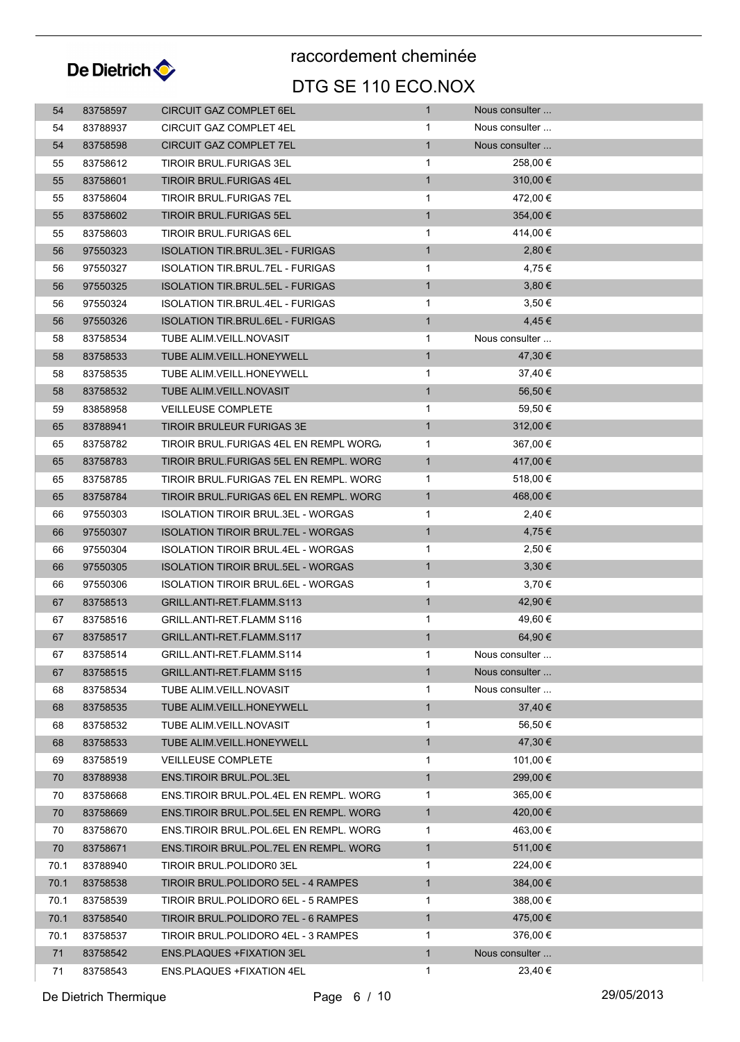# raccordement cheminée

## DTG SE 110 ECO.NOX

| | | | | |
|---|---|---|---|---|
| 54 | 83758597 | CIRCUIT GAZ COMPLET 6EL | 1 | Nous consulter ... |
| 54 | 83788937 | CIRCUIT GAZ COMPLET 4EL | 1 | Nous consulter ... |
| 54 | 83758598 | CIRCUIT GAZ COMPLET 7EL | 1 | Nous consulter ... |
| 55 | 83758612 | TIROIR BRUL.FURIGAS 3EL | 1 | 258,00 € |
| 55 | 83758601 | TIROIR BRUL.FURIGAS 4EL | 1 | 310,00 € |
| 55 | 83758604 | TIROIR BRUL.FURIGAS 7EL | 1 | 472,00 € |
| 55 | 83758602 | TIROIR BRUL.FURIGAS 5EL | 1 | 354,00 € |
| 55 | 83758603 | TIROIR BRUL.FURIGAS 6EL | 1 | 414,00 € |
| 56 | 97550323 | ISOLATION TIR.BRUL.3EL - FURIGAS | 1 | 2,80 € |
| 56 | 97550327 | ISOLATION TIR.BRUL.7EL - FURIGAS | 1 | 4,75 € |
| 56 | 97550325 | ISOLATION TIR.BRUL.5EL - FURIGAS | 1 | 3,80 € |
| 56 | 97550324 | ISOLATION TIR.BRUL.4EL - FURIGAS | 1 | 3,50 € |
| 56 | 97550326 | ISOLATION TIR.BRUL.6EL - FURIGAS | 1 | 4,45 € |
| 58 | 83758534 | TUBE ALIM.VEILL.NOVASIT | 1 | Nous consulter ... |
| 58 | 83758533 | TUBE ALIM.VEILL.HONEYWELL | 1 | 47,30 € |
| 58 | 83758535 | TUBE ALIM.VEILL.HONEYWELL | 1 | 37,40 € |
| 58 | 83758532 | TUBE ALIM.VEILL.NOVASIT | 1 | 56,50 € |
| 59 | 83858958 | VEILLEUSE COMPLETE | 1 | 59,50 € |
| 65 | 83788941 | TIROIR BRULEUR FURIGAS 3E | 1 | 312,00 € |
| 65 | 83758782 | TIROIR BRUL.FURIGAS 4EL EN REMPL WORG | 1 | 367,00 € |
| 65 | 83758783 | TIROIR BRUL.FURIGAS 5EL EN REMPL. WORG | 1 | 417,00 € |
| 65 | 83758785 | TIROIR BRUL.FURIGAS 7EL EN REMPL. WORG | 1 | 518,00 € |
| 65 | 83758784 | TIROIR BRUL.FURIGAS 6EL EN REMPL. WORG | 1 | 468,00 € |
| 66 | 97550303 | ISOLATION TIROIR BRUL.3EL - WORGAS | 1 | 2,40 € |
| 66 | 97550307 | ISOLATION TIROIR BRUL.7EL - WORGAS | 1 | 4,75 € |
| 66 | 97550304 | ISOLATION TIROIR BRUL.4EL - WORGAS | 1 | 2,50 € |
| 66 | 97550305 | ISOLATION TIROIR BRUL.5EL - WORGAS | 1 | 3,30 € |
| 66 | 97550306 | ISOLATION TIROIR BRUL.6EL - WORGAS | 1 | 3,70 € |
| 67 | 83758513 | GRILL.ANTI-RET.FLAMM.S113 | 1 | 42,90 € |
| 67 | 83758516 | GRILL.ANTI-RET.FLAMM S116 | 1 | 49,60 € |
| 67 | 83758517 | GRILL.ANTI-RET.FLAMM.S117 | 1 | 64,90 € |
| 67 | 83758514 | GRILL.ANTI-RET.FLAMM.S114 | 1 | Nous consulter ... |
| 67 | 83758515 | GRILL.ANTI-RET.FLAMM S115 | 1 | Nous consulter ... |
| 68 | 83758534 | TUBE ALIM.VEILL.NOVASIT | 1 | Nous consulter ... |
| 68 | 83758535 | TUBE ALIM.VEILL.HONEYWELL | 1 | 37,40 € |
| 68 | 83758532 | TUBE ALIM.VEILL.NOVASIT | 1 | 56,50 € |
| 68 | 83758533 | TUBE ALIM.VEILL.HONEYWELL | 1 | 47,30 € |
| 69 | 83758519 | VEILLEUSE COMPLETE | 1 | 101,00 € |
| 70 | 83788938 | ENS.TIROIR BRUL.POL.3EL | 1 | 299,00 € |
| 70 | 83758668 | ENS.TIROIR BRUL.POL.4EL EN REMPL. WORG | 1 | 365,00 € |
| 70 | 83758669 | ENS.TIROIR BRUL.POL.5EL EN REMPL. WORG | 1 | 420,00 € |
| 70 | 83758670 | ENS.TIROIR BRUL.POL.6EL EN REMPL. WORG | 1 | 463,00 € |
| 70 | 83758671 | ENS.TIROIR BRUL.POL.7EL EN REMPL. WORG | 1 | 511,00 € |
| 70.1 | 83788940 | TIROIR BRUL.POLIDOR0 3EL | 1 | 224,00 € |
| 70.1 | 83758538 | TIROIR BRUL.POLIDORO 5EL - 4 RAMPES | 1 | 384,00 € |
| 70.1 | 83758539 | TIROIR BRUL.POLIDORO 6EL - 5 RAMPES | 1 | 388,00 € |
| 70.1 | 83758540 | TIROIR BRUL.POLIDORO 7EL - 6 RAMPES | 1 | 475,00 € |
| 70.1 | 83758537 | TIROIR BRUL.POLIDORO 4EL - 3 RAMPES | 1 | 376,00 € |
| 71 | 83758542 | ENS.PLAQUES +FIXATION 3EL | 1 | Nous consulter ... |
| 71 | 83758543 | ENS.PLAQUES +FIXATION 4EL | 1 | 23,40 € |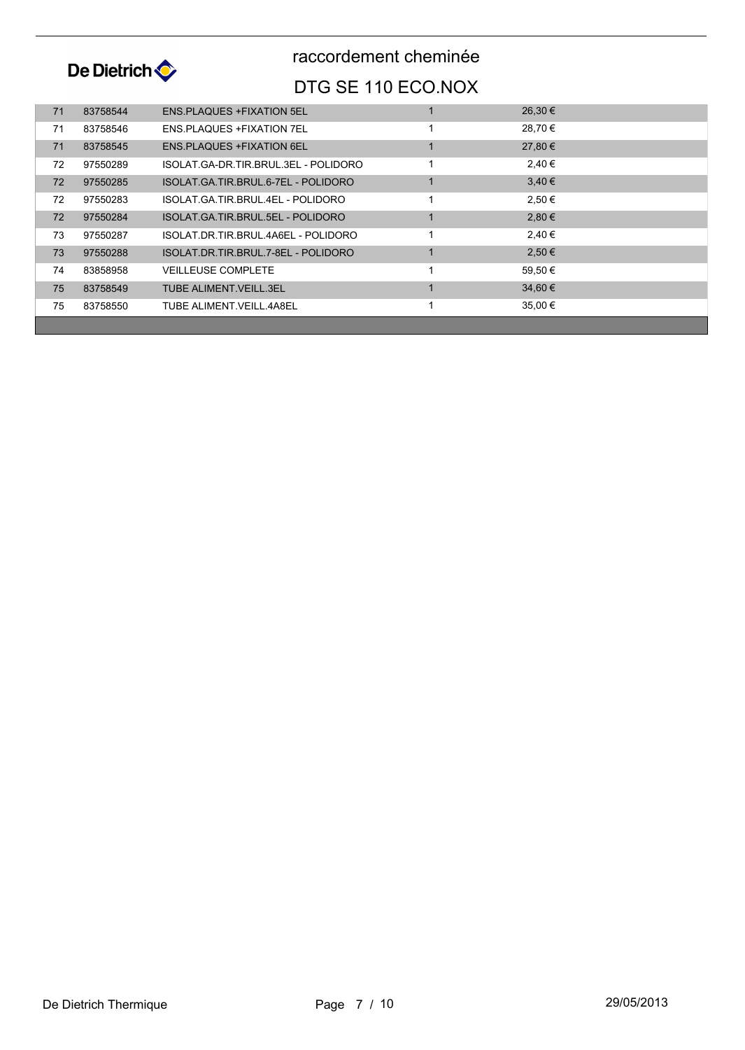# raccordement cheminée

## DTG SE 110 ECO.NOX

| | | | | |
|---|---|---|---|---|
| 71 | 83758544 | ENS.PLAQUES +FIXATION 5EL | 1 | 26,30 € |
| 71 | 83758546 | ENS.PLAQUES +FIXATION 7EL | 1 | 28,70 € |
| 71 | 83758545 | ENS.PLAQUES +FIXATION 6EL | 1 | 27,80 € |
| 72 | 97550289 | ISOLAT.GA-DR.TIR.BRUL.3EL - POLIDORO | 1 | 2,40 € |
| 72 | 97550285 | ISOLAT.GA.TIR.BRUL.6-7EL - POLIDORO | 1 | 3,40 € |
| 72 | 97550283 | ISOLAT.GA.TIR.BRUL.4EL - POLIDORO | 1 | 2,50 € |
| 72 | 97550284 | ISOLAT.GA.TIR.BRUL.5EL - POLIDORO | 1 | 2,80 € |
| 73 | 97550287 | ISOLAT.DR.TIR.BRUL.4A6EL - POLIDORO | 1 | 2,40 € |
| 73 | 97550288 | ISOLAT.DR.TIR.BRUL.7-8EL - POLIDORO | 1 | 2,50 € |
| 74 | 83858958 | VEILLEUSE COMPLETE | 1 | 59,50 € |
| 75 | 83758549 | TUBE ALIMENT.VEILL.3EL | 1 | 34,60 € |
| 75 | 83758550 | TUBE ALIMENT.VEILL.4A8EL | 1 | 35,00 € |

De Dietrich Thermique

29/05/2013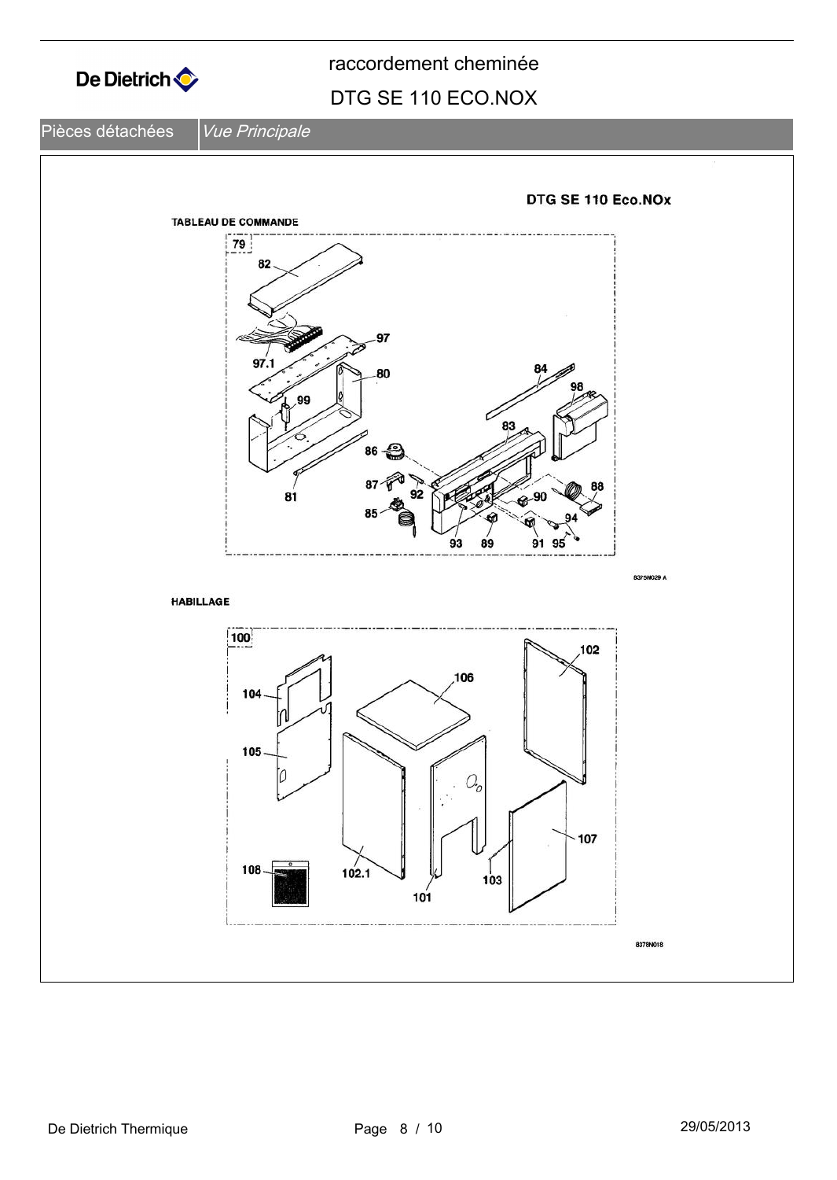# raccordement cheminée

## DTG SE 110 ECO.NOX

Pièces détachées | *Vue Principale*

**DTG SE 110 Eco.NOx**

**TABLEAU DE COMMANDE**

79

82 97 97.1 80 84 98 99 83 86 87 92 81 88 90 85 94 93 89 91 95

8375N029 A

**HABILLAGE**

100

102 106 104 105 107 108 102.1 103 101

8378N018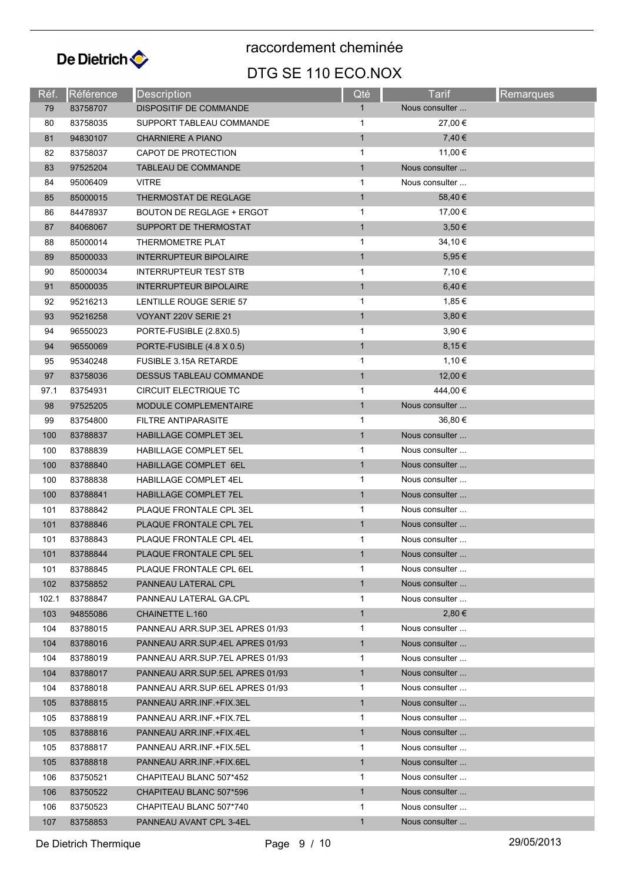# raccordement cheminée

## DTG SE 110 ECO.NOX

| Réf. | Référence | Description | Qté | Tarif | Remarques |
|---|---|---|---|---|---|
| 79 | 83758707 | DISPOSITIF DE COMMANDE | 1 | Nous consulter ... | |
| 80 | 83758035 | SUPPORT TABLEAU COMMANDE | 1 | 27,00 € | |
| 81 | 94830107 | CHARNIERE A PIANO | 1 | 7,40 € | |
| 82 | 83758037 | CAPOT DE PROTECTION | 1 | 11,00 € | |
| 83 | 97525204 | TABLEAU DE COMMANDE | 1 | Nous consulter ... | |
| 84 | 95006409 | VITRE | 1 | Nous consulter ... | |
| 85 | 85000015 | THERMOSTAT DE REGLAGE | 1 | 58,40 € | |
| 86 | 84478937 | BOUTON DE REGLAGE + ERGOT | 1 | 17,00 € | |
| 87 | 84068067 | SUPPORT DE THERMOSTAT | 1 | 3,50 € | |
| 88 | 85000014 | THERMOMETRE PLAT | 1 | 34,10 € | |
| 89 | 85000033 | INTERRUPTEUR BIPOLAIRE | 1 | 5,95 € | |
| 90 | 85000034 | INTERRUPTEUR TEST STB | 1 | 7,10 € | |
| 91 | 85000035 | INTERRUPTEUR BIPOLAIRE | 1 | 6,40 € | |
| 92 | 95216213 | LENTILLE ROUGE SERIE 57 | 1 | 1,85 € | |
| 93 | 95216258 | VOYANT 220V SERIE 21 | 1 | 3,80 € | |
| 94 | 96550023 | PORTE-FUSIBLE (2.8X0.5) | 1 | 3,90 € | |
| 94 | 96550069 | PORTE-FUSIBLE (4.8 X 0.5) | 1 | 8,15 € | |
| 95 | 95340248 | FUSIBLE 3.15A RETARDE | 1 | 1,10 € | |
| 97 | 83758036 | DESSUS TABLEAU COMMANDE | 1 | 12,00 € | |
| 97.1 | 83754931 | CIRCUIT ELECTRIQUE TC | 1 | 444,00 € | |
| 98 | 97525205 | MODULE COMPLEMENTAIRE | 1 | Nous consulter ... | |
| 99 | 83754800 | FILTRE ANTIPARASITE | 1 | 36,80 € | |
| 100 | 83788837 | HABILLAGE COMPLET 3EL | 1 | Nous consulter ... | |
| 100 | 83788839 | HABILLAGE COMPLET 5EL | 1 | Nous consulter ... | |
| 100 | 83788840 | HABILLAGE COMPLET 6EL | 1 | Nous consulter ... | |
| 100 | 83788838 | HABILLAGE COMPLET 4EL | 1 | Nous consulter ... | |
| 100 | 83788841 | HABILLAGE COMPLET 7EL | 1 | Nous consulter ... | |
| 101 | 83788842 | PLAQUE FRONTALE CPL 3EL | 1 | Nous consulter ... | |
| 101 | 83788846 | PLAQUE FRONTALE CPL 7EL | 1 | Nous consulter ... | |
| 101 | 83788843 | PLAQUE FRONTALE CPL 4EL | 1 | Nous consulter ... | |
| 101 | 83788844 | PLAQUE FRONTALE CPL 5EL | 1 | Nous consulter ... | |
| 101 | 83788845 | PLAQUE FRONTALE CPL 6EL | 1 | Nous consulter ... | |
| 102 | 83758852 | PANNEAU LATERAL CPL | 1 | Nous consulter ... | |
| 102.1 | 83788847 | PANNEAU LATERAL GA.CPL | 1 | Nous consulter ... | |
| 103 | 94855086 | CHAINETTE L.160 | 1 | 2,80 € | |
| 104 | 83788015 | PANNEAU ARR.SUP.3EL APRES 01/93 | 1 | Nous consulter ... | |
| 104 | 83788016 | PANNEAU ARR.SUP.4EL APRES 01/93 | 1 | Nous consulter ... | |
| 104 | 83788019 | PANNEAU ARR.SUP.7EL APRES 01/93 | 1 | Nous consulter ... | |
| 104 | 83788017 | PANNEAU ARR.SUP.5EL APRES 01/93 | 1 | Nous consulter ... | |
| 104 | 83788018 | PANNEAU ARR.SUP.6EL APRES 01/93 | 1 | Nous consulter ... | |
| 105 | 83788815 | PANNEAU ARR.INF.+FIX.3EL | 1 | Nous consulter ... | |
| 105 | 83788819 | PANNEAU ARR.INF.+FIX.7EL | 1 | Nous consulter ... | |
| 105 | 83788816 | PANNEAU ARR.INF.+FIX.4EL | 1 | Nous consulter ... | |
| 105 | 83788817 | PANNEAU ARR.INF.+FIX.5EL | 1 | Nous consulter ... | |
| 105 | 83788818 | PANNEAU ARR.INF.+FIX.6EL | 1 | Nous consulter ... | |
| 106 | 83750521 | CHAPITEAU BLANC 507*452 | 1 | Nous consulter ... | |
| 106 | 83750522 | CHAPITEAU BLANC 507*596 | 1 | Nous consulter ... | |
| 106 | 83750523 | CHAPITEAU BLANC 507*740 | 1 | Nous consulter ... | |
| 107 | 83758853 | PANNEAU AVANT CPL 3-4EL | 1 | Nous consulter ... | |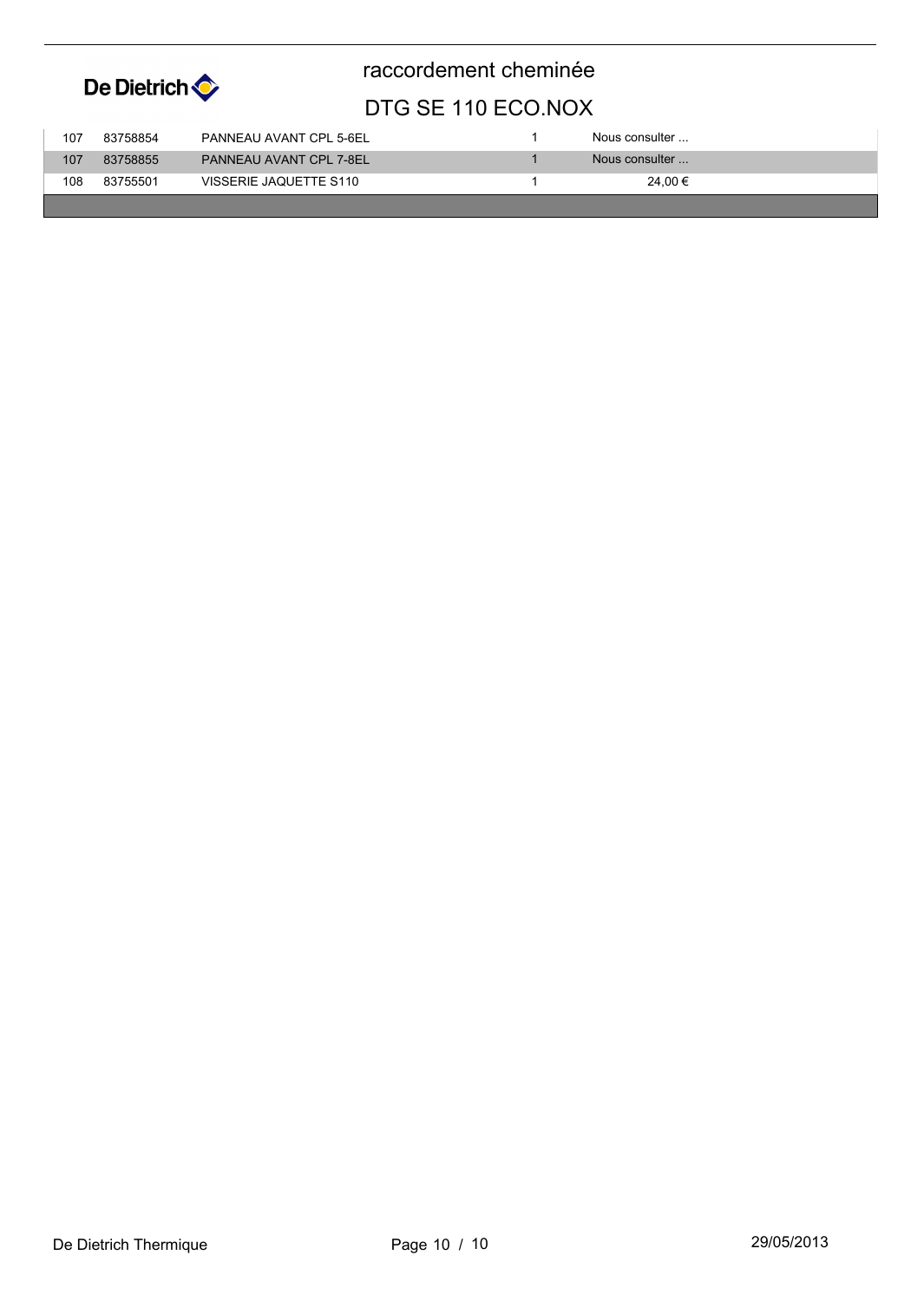| | | | | |
|---|---|---|---|---|
| 107 | 83758854 | PANNEAU AVANT CPL 5-6EL | 1 | Nous consulter ... |
| 107 | 83758855 | PANNEAU AVANT CPL 7-8EL | 1 | Nous consulter ... |
| 108 | 83755501 | VISSERIE JAQUETTE S110 | 1 | 24,00 € |